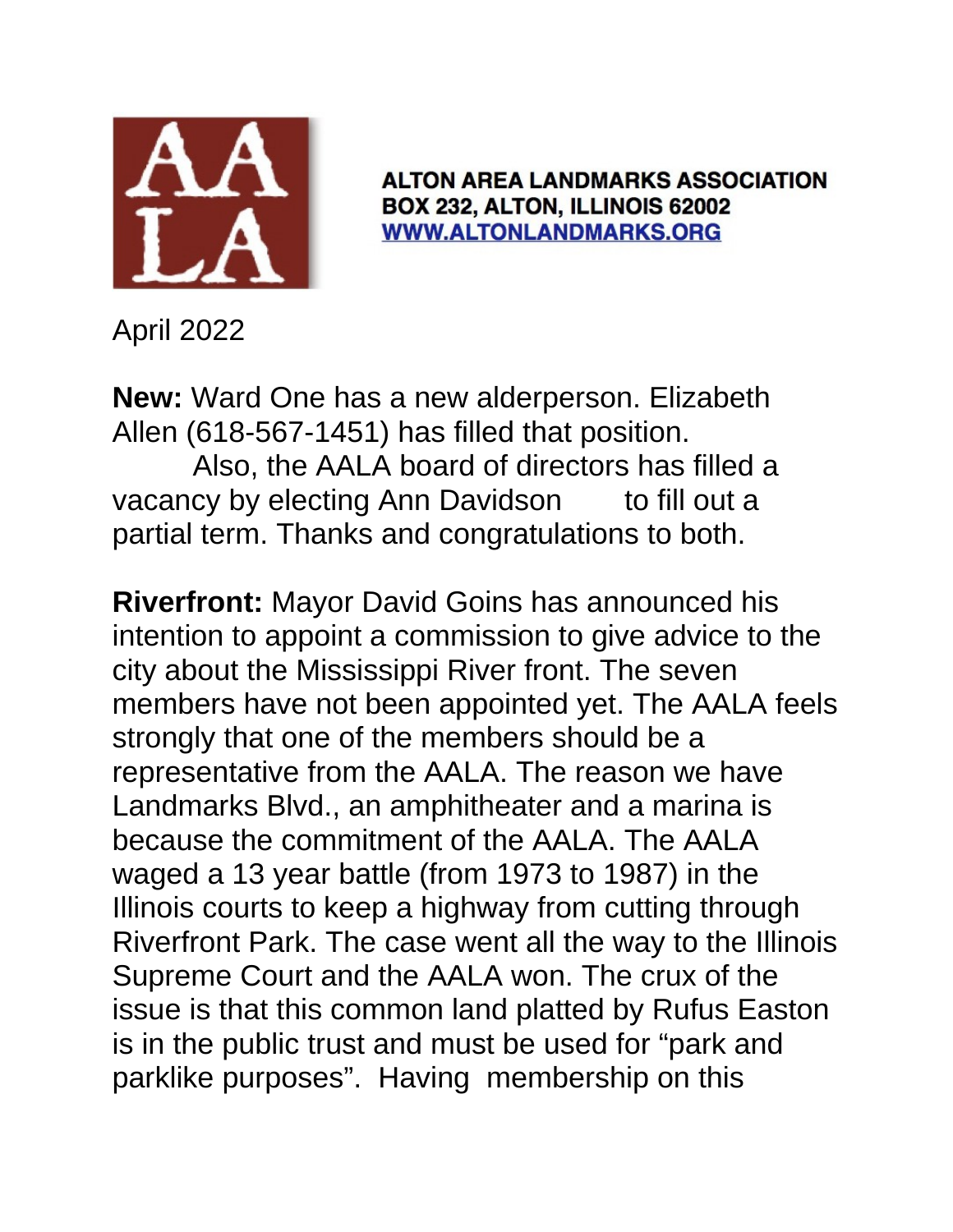AALA

**ALTON AREA LANDMARKS ASSOCIATION**
**BOX 232, ALTON, ILLINOIS 62002**
**[WWW.ALTONLANDMARKS.ORG](http://www.altonlandmarks.org)**

April 2022

**New:** Ward One has a new alderperson. Elizabeth Allen (618-567-1451) has filled that position.

Also, the AALA board of directors has filled a vacancy by electing Ann Davidson to fill out a partial term. Thanks and congratulations to both.

**Riverfront:** Mayor David Goins has announced his intention to appoint a commission to give advice to the city about the Mississippi River front. The seven members have not been appointed yet. The AALA feels strongly that one of the members should be a representative from the AALA. The reason we have Landmarks Blvd., an amphitheater and a marina is because the commitment of the AALA. The AALA waged a 13 year battle (from 1973 to 1987) in the Illinois courts to keep a highway from cutting through Riverfront Park. The case went all the way to the Illinois Supreme Court and the AALA won. The crux of the issue is that this common land platted by Rufus Easton is in the public trust and must be used for "park and parklike purposes". Having membership on this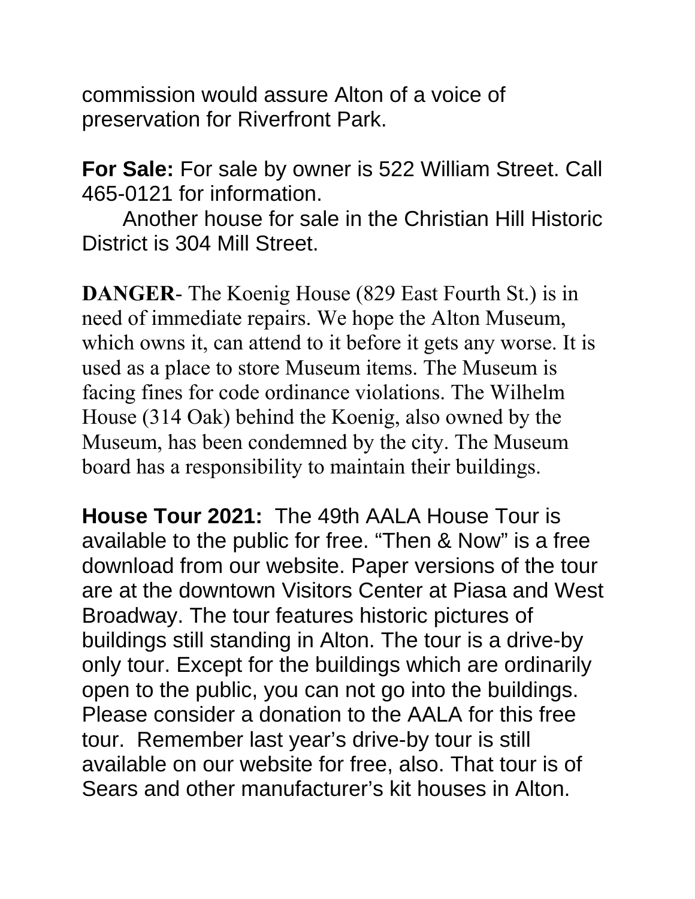commission would assure Alton of a voice of preservation for Riverfront Park.

**For Sale:** For sale by owner is 522 William Street. Call 465-0121 for information.

Another house for sale in the Christian Hill Historic District is 304 Mill Street.

**DANGER**- The Koenig House (829 East Fourth St.) is in need of immediate repairs. We hope the Alton Museum, which owns it, can attend to it before it gets any worse. It is used as a place to store Museum items. The Museum is facing fines for code ordinance violations. The Wilhelm House (314 Oak) behind the Koenig, also owned by the Museum, has been condemned by the city. The Museum board has a responsibility to maintain their buildings.

**House Tour 2021:** The 49th AALA House Tour is available to the public for free. "Then & Now" is a free download from our website. Paper versions of the tour are at the downtown Visitors Center at Piasa and West Broadway. The tour features historic pictures of buildings still standing in Alton. The tour is a drive-by only tour. Except for the buildings which are ordinarily open to the public, you can not go into the buildings. Please consider a donation to the AALA for this free tour. Remember last year's drive-by tour is still available on our website for free, also. That tour is of Sears and other manufacturer's kit houses in Alton.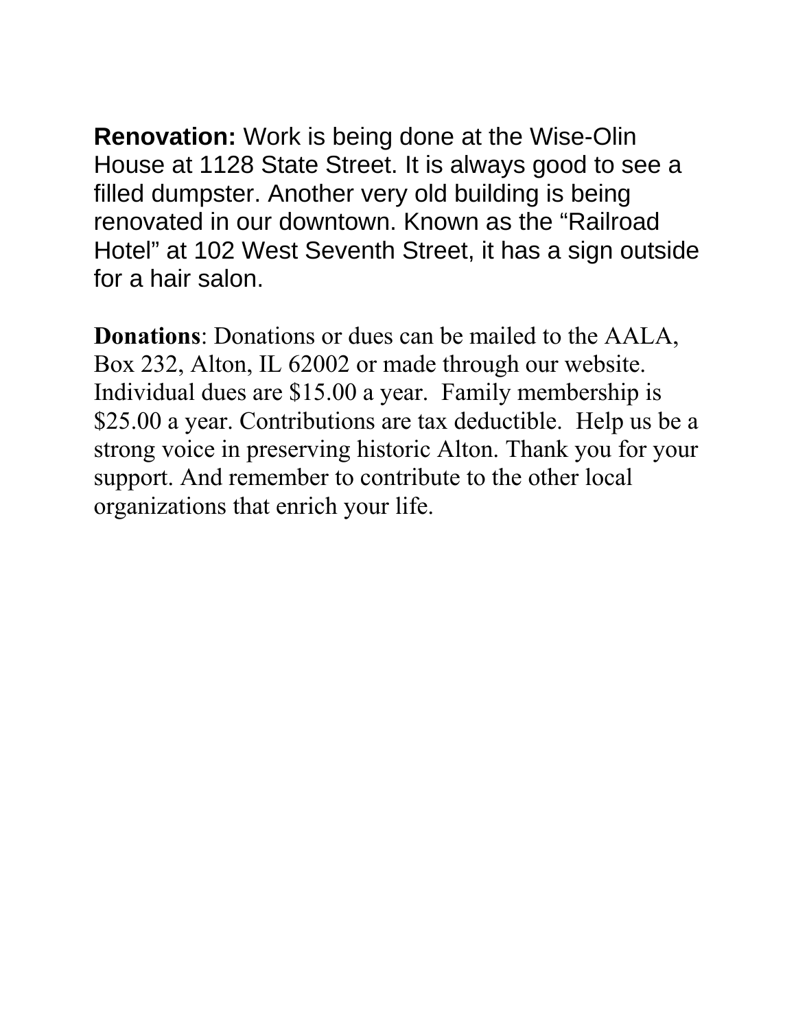**Renovation:** Work is being done at the Wise-Olin House at 1128 State Street. It is always good to see a filled dumpster. Another very old building is being renovated in our downtown. Known as the "Railroad Hotel" at 102 West Seventh Street, it has a sign outside for a hair salon.

**Donations**: Donations or dues can be mailed to the AALA, Box 232, Alton, IL 62002 or made through our website. Individual dues are $15.00 a year. Family membership is $25.00 a year. Contributions are tax deductible. Help us be a strong voice in preserving historic Alton. Thank you for your support. And remember to contribute to the other local organizations that enrich your life.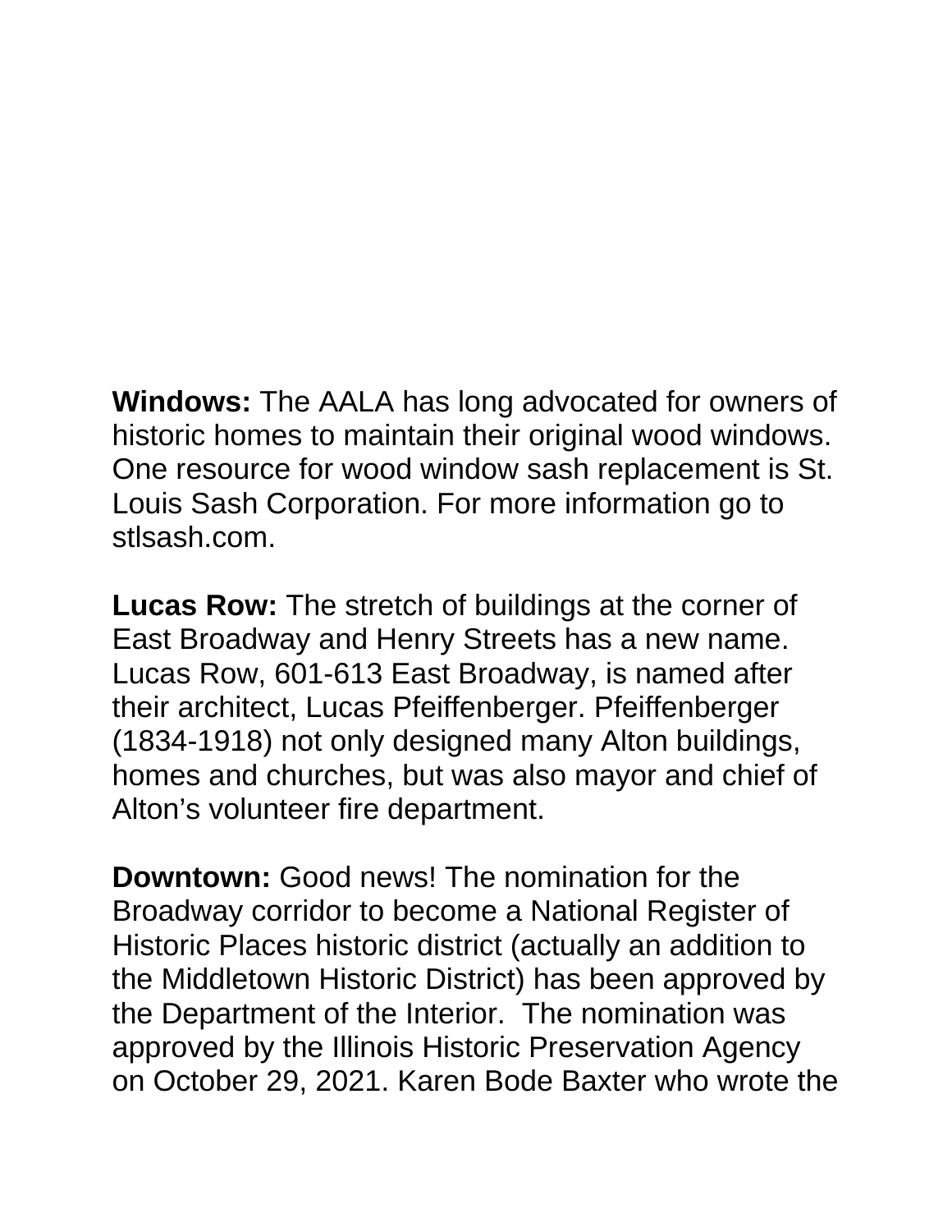**Windows:** The AALA has long advocated for owners of historic homes to maintain their original wood windows. One resource for wood window sash replacement is St. Louis Sash Corporation. For more information go to stlsash.com.

**Lucas Row:** The stretch of buildings at the corner of East Broadway and Henry Streets has a new name. Lucas Row, 601-613 East Broadway, is named after their architect, Lucas Pfeiffenberger. Pfeiffenberger (1834-1918) not only designed many Alton buildings, homes and churches, but was also mayor and chief of Alton's volunteer fire department.

**Downtown:** Good news! The nomination for the Broadway corridor to become a National Register of Historic Places historic district (actually an addition to the Middletown Historic District) has been approved by the Department of the Interior. The nomination was approved by the Illinois Historic Preservation Agency on October 29, 2021. Karen Bode Baxter who wrote the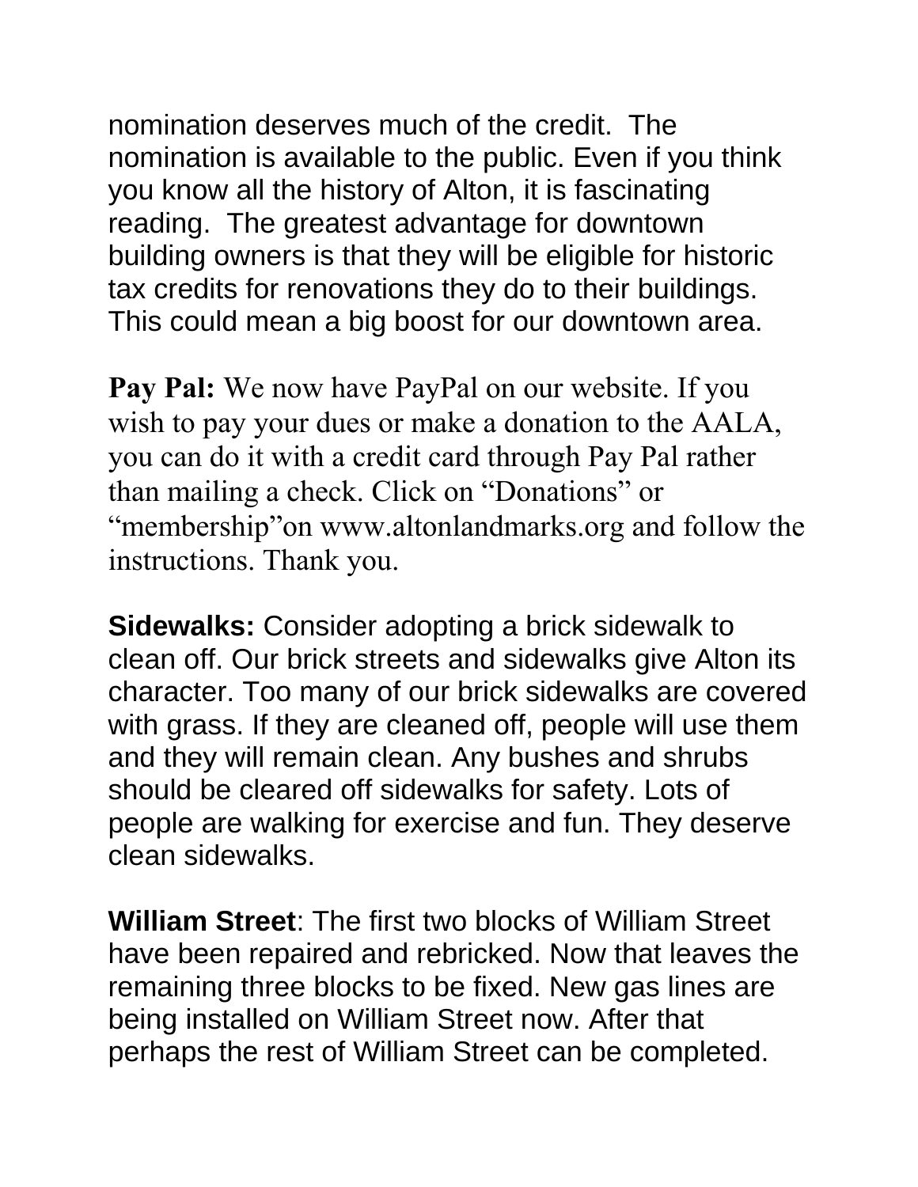nomination deserves much of the credit. The nomination is available to the public. Even if you think you know all the history of Alton, it is fascinating reading. The greatest advantage for downtown building owners is that they will be eligible for historic tax credits for renovations they do to their buildings. This could mean a big boost for our downtown area.

**Pay Pal:** We now have PayPal on our website. If you wish to pay your dues or make a donation to the AALA, you can do it with a credit card through Pay Pal rather than mailing a check. Click on "Donations" or "membership"on www.altonlandmarks.org and follow the instructions. Thank you.

**Sidewalks:** Consider adopting a brick sidewalk to clean off. Our brick streets and sidewalks give Alton its character. Too many of our brick sidewalks are covered with grass. If they are cleaned off, people will use them and they will remain clean. Any bushes and shrubs should be cleared off sidewalks for safety. Lots of people are walking for exercise and fun. They deserve clean sidewalks.

**William Street**: The first two blocks of William Street have been repaired and rebricked. Now that leaves the remaining three blocks to be fixed. New gas lines are being installed on William Street now. After that perhaps the rest of William Street can be completed.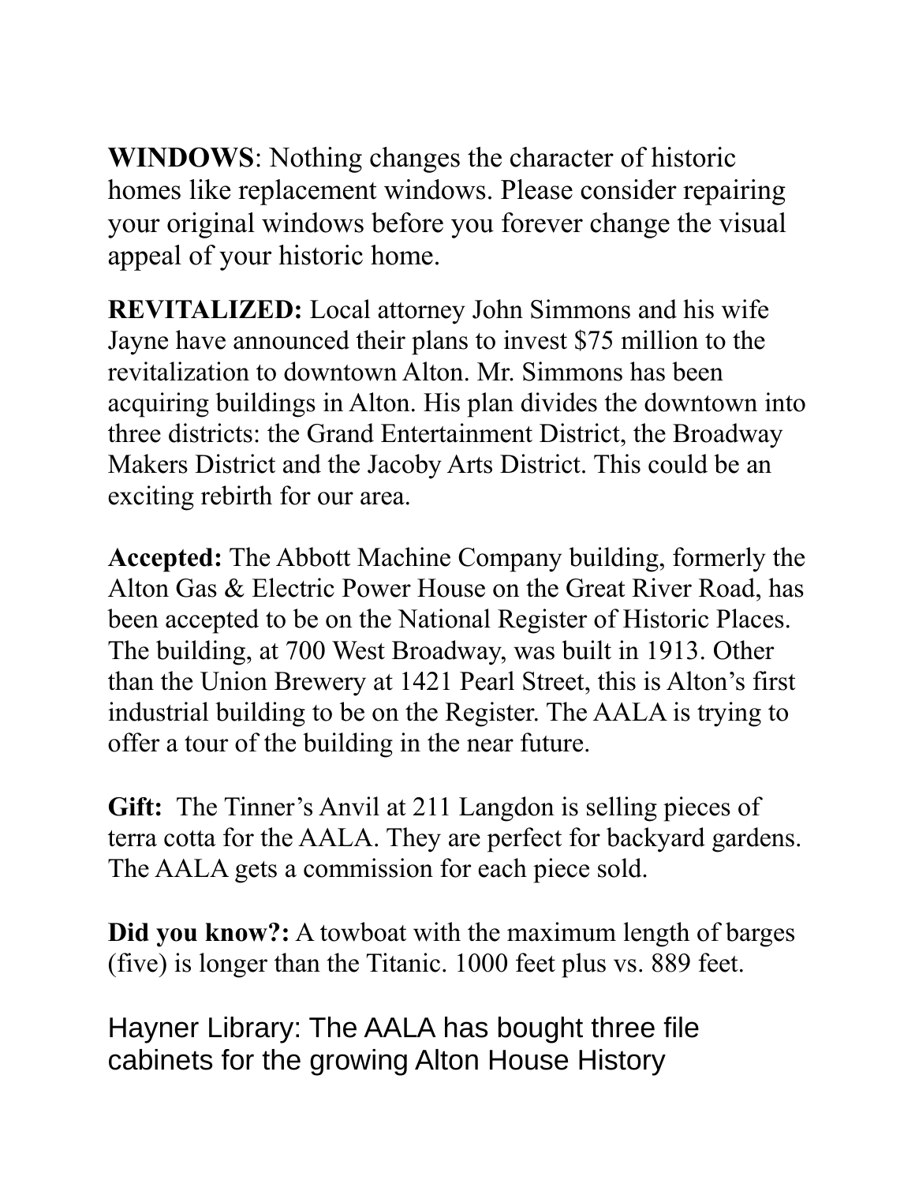**WINDOWS**: Nothing changes the character of historic homes like replacement windows. Please consider repairing your original windows before you forever change the visual appeal of your historic home.

**REVITALIZED:** Local attorney John Simmons and his wife Jayne have announced their plans to invest $75 million to the revitalization to downtown Alton. Mr. Simmons has been acquiring buildings in Alton. His plan divides the downtown into three districts: the Grand Entertainment District, the Broadway Makers District and the Jacoby Arts District. This could be an exciting rebirth for our area.

**Accepted:** The Abbott Machine Company building, formerly the Alton Gas & Electric Power House on the Great River Road, has been accepted to be on the National Register of Historic Places. The building, at 700 West Broadway, was built in 1913. Other than the Union Brewery at 1421 Pearl Street, this is Alton's first industrial building to be on the Register. The AALA is trying to offer a tour of the building in the near future.

**Gift:** The Tinner's Anvil at 211 Langdon is selling pieces of terra cotta for the AALA. They are perfect for backyard gardens. The AALA gets a commission for each piece sold.

**Did you know?:** A towboat with the maximum length of barges (five) is longer than the Titanic. 1000 feet plus vs. 889 feet.

Hayner Library: The AALA has bought three file cabinets for the growing Alton House History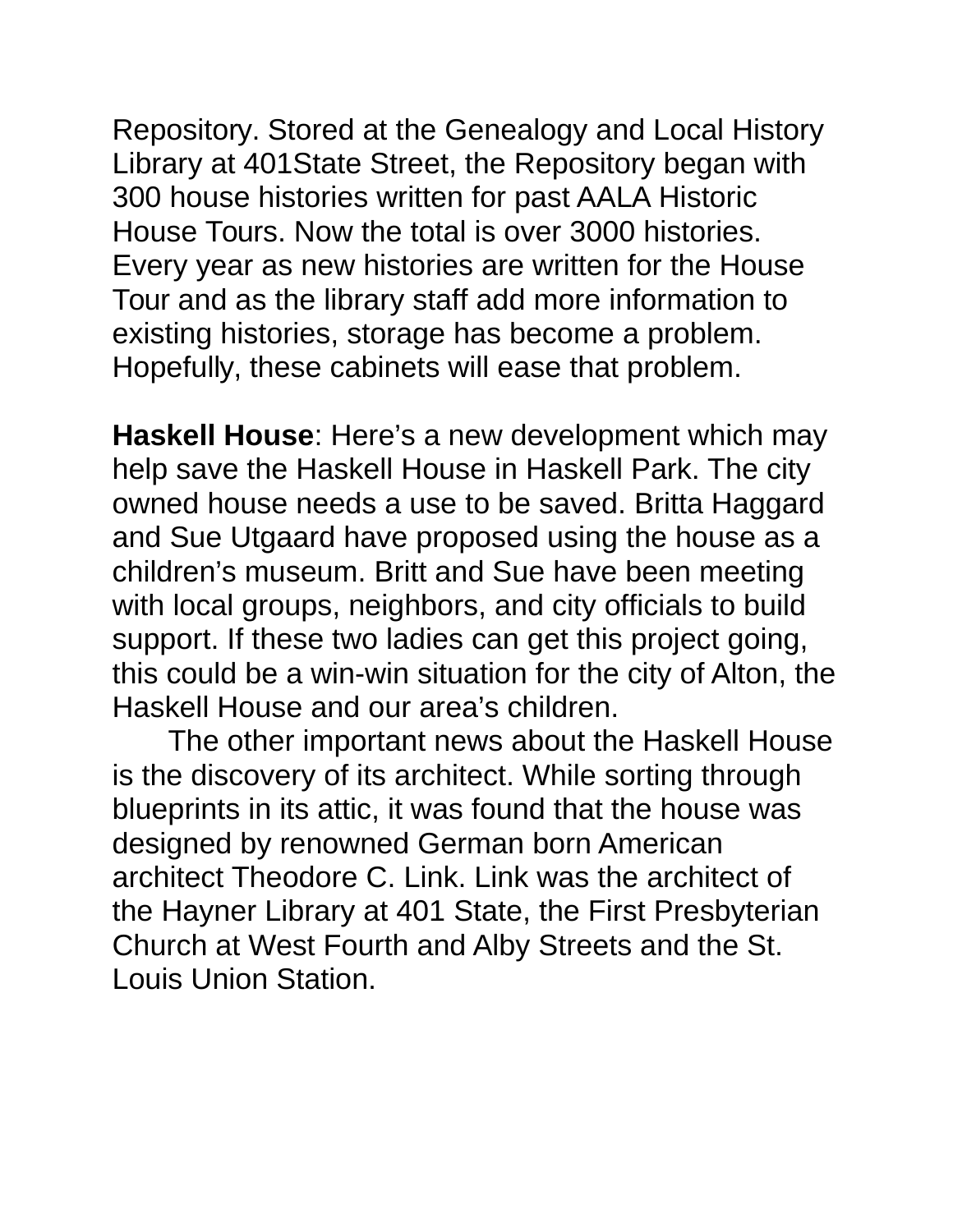Repository. Stored at the Genealogy and Local History Library at 401State Street, the Repository began with 300 house histories written for past AALA Historic House Tours. Now the total is over 3000 histories. Every year as new histories are written for the House Tour and as the library staff add more information to existing histories, storage has become a problem. Hopefully, these cabinets will ease that problem.

**Haskell House**: Here's a new development which may help save the Haskell House in Haskell Park. The city owned house needs a use to be saved. Britta Haggard and Sue Utgaard have proposed using the house as a children's museum. Britt and Sue have been meeting with local groups, neighbors, and city officials to build support. If these two ladies can get this project going, this could be a win-win situation for the city of Alton, the Haskell House and our area's children.

The other important news about the Haskell House is the discovery of its architect. While sorting through blueprints in its attic, it was found that the house was designed by renowned German born American architect Theodore C. Link. Link was the architect of the Hayner Library at 401 State, the First Presbyterian Church at West Fourth and Alby Streets and the St. Louis Union Station.